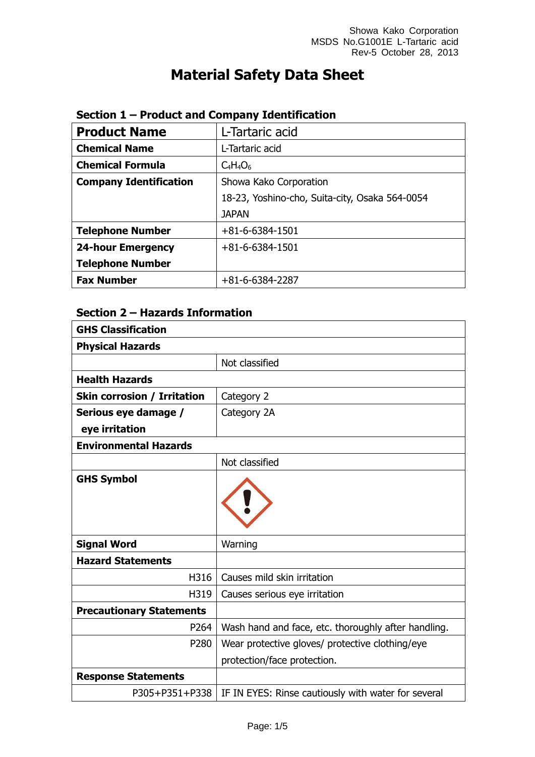Showa Kako Corporation
MSDS No.G1001E L-Tartaric acid
Rev-5 October 28, 2013

# Material Safety Data Sheet

## Section 1 – Product and Company Identification

| **Product Name** | L-Tartaric acid |
|---|---|
| **Chemical Name** | L-Tartaric acid |
| **Chemical Formula** | $C_4H_4O_6$ |
| **Company Identification** | Showa Kako Corporation<br>18-23, Yoshino-cho, Suita-city, Osaka 564-0054<br>JAPAN |
| **Telephone Number** | +81-6-6384-1501 |
| **24-hour Emergency Telephone Number** | +81-6-6384-1501 |
| **Fax Number** | +81-6-6384-2287 |

## Section 2 – Hazards Information

| **GHS Classification** | |
|---|---|
| **Physical Hazards** | |
| | Not classified |
| **Health Hazards** | |
| **Skin corrosion / Irritation** | Category 2 |
| **Serious eye damage / eye irritation** | Category 2A |
| **Environmental Hazards** | |
| | Not classified |
| **GHS Symbol** | |
| **Signal Word** | Warning |
| **Hazard Statements** | |
| H316 | Causes mild skin irritation |
| H319 | Causes serious eye irritation |
| **Precautionary Statements** | |
| P264 | Wash hand and face, etc. thoroughly after handling. |
| P280 | Wear protective gloves/ protective clothing/eye protection/face protection. |
| **Response Statements** | |
| P305+P351+P338 | IF IN EYES: Rinse cautiously with water for several |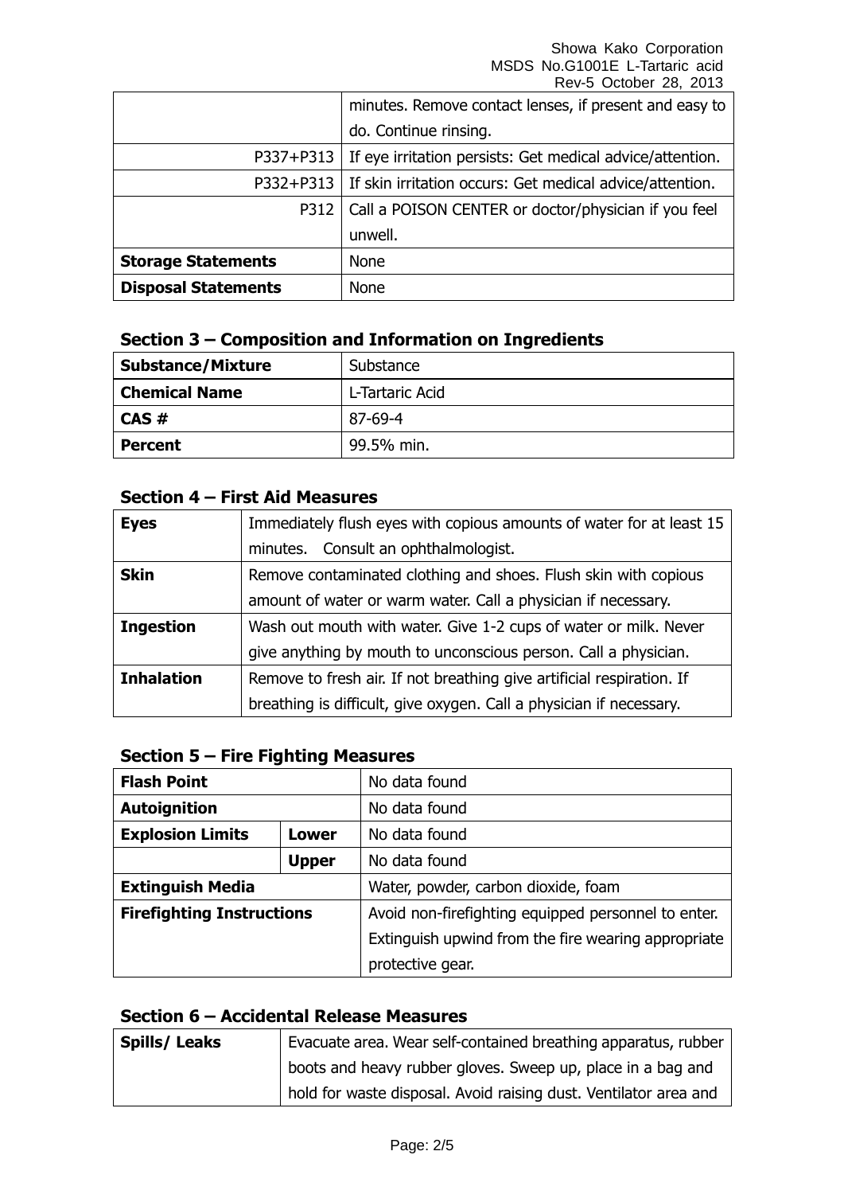| | |
|---|---|
| | minutes. Remove contact lenses, if present and easy to do. Continue rinsing. |
| P337+P313 | If eye irritation persists: Get medical advice/attention. |
| P332+P313 | If skin irritation occurs: Get medical advice/attention. |
| P312 | Call a POISON CENTER or doctor/physician if you feel unwell. |
| **Storage Statements** | None |
| **Disposal Statements** | None |

## Section 3 – Composition and Information on Ingredients

| | |
|---|---|
| **Substance/Mixture** | Substance |
| **Chemical Name** | L-Tartaric Acid |
| **CAS #** | 87-69-4 |
| **Percent** | 99.5% min. |

## Section 4 – First Aid Measures

| | |
|---|---|
| **Eyes** | Immediately flush eyes with copious amounts of water for at least 15 minutes. Consult an ophthalmologist. |
| **Skin** | Remove contaminated clothing and shoes. Flush skin with copious amount of water or warm water. Call a physician if necessary. |
| **Ingestion** | Wash out mouth with water. Give 1-2 cups of water or milk. Never give anything by mouth to unconscious person. Call a physician. |
| **Inhalation** | Remove to fresh air. If not breathing give artificial respiration. If breathing is difficult, give oxygen. Call a physician if necessary. |

## Section 5 – Fire Fighting Measures

| | | |
|---|---|---|
| **Flash Point** | | No data found |
| **Autoignition** | | No data found |
| **Explosion Limits** | **Lower** | No data found |
| | **Upper** | No data found |
| **Extinguish Media** | | Water, powder, carbon dioxide, foam |
| **Firefighting Instructions** | | Avoid non-firefighting equipped personnel to enter. Extinguish upwind from the fire wearing appropriate protective gear. |

## Section 6 – Accidental Release Measures

| | |
|---|---|
| **Spills/ Leaks** | Evacuate area. Wear self-contained breathing apparatus, rubber boots and heavy rubber gloves. Sweep up, place in a bag and hold for waste disposal. Avoid raising dust. Ventilator area and |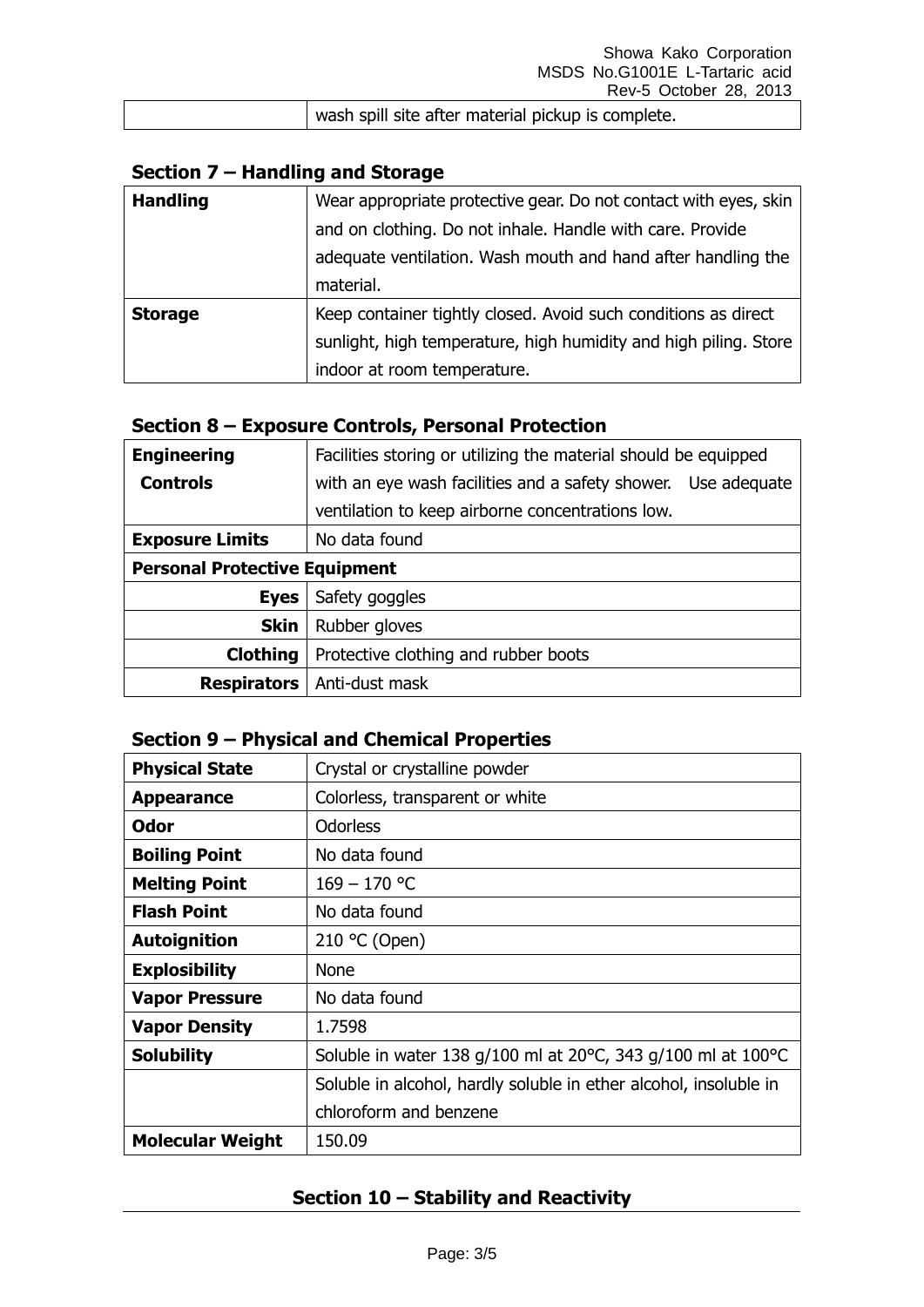| | wash spill site after material pickup is complete. |
|---|---|

## Section 7 – Handling and Storage

| | |
|---|---|
| **Handling** | Wear appropriate protective gear. Do not contact with eyes, skin and on clothing. Do not inhale. Handle with care. Provide adequate ventilation. Wash mouth and hand after handling the material. |
| **Storage** | Keep container tightly closed. Avoid such conditions as direct sunlight, high temperature, high humidity and high piling. Store indoor at room temperature. |

## Section 8 – Exposure Controls, Personal Protection

| | |
|---|---|
| **Engineering Controls** | Facilities storing or utilizing the material should be equipped with an eye wash facilities and a safety shower. Use adequate ventilation to keep airborne concentrations low. |
| **Exposure Limits** | No data found |
| **Personal Protective Equipment** | |
| **Eyes** | Safety goggles |
| **Skin** | Rubber gloves |
| **Clothing** | Protective clothing and rubber boots |
| **Respirators** | Anti-dust mask |

## Section 9 – Physical and Chemical Properties

| | |
|---|---|
| **Physical State** | Crystal or crystalline powder |
| **Appearance** | Colorless, transparent or white |
| **Odor** | Odorless |
| **Boiling Point** | No data found |
| **Melting Point** | 169 – 170 °C |
| **Flash Point** | No data found |
| **Autoignition** | 210 °C (Open) |
| **Explosibility** | None |
| **Vapor Pressure** | No data found |
| **Vapor Density** | 1.7598 |
| **Solubility** | Soluble in water 138 g/100 ml at 20°C, 343 g/100 ml at 100°C |
| | Soluble in alcohol, hardly soluble in ether alcohol, insoluble in chloroform and benzene |
| **Molecular Weight** | 150.09 |

## Section 10 – Stability and Reactivity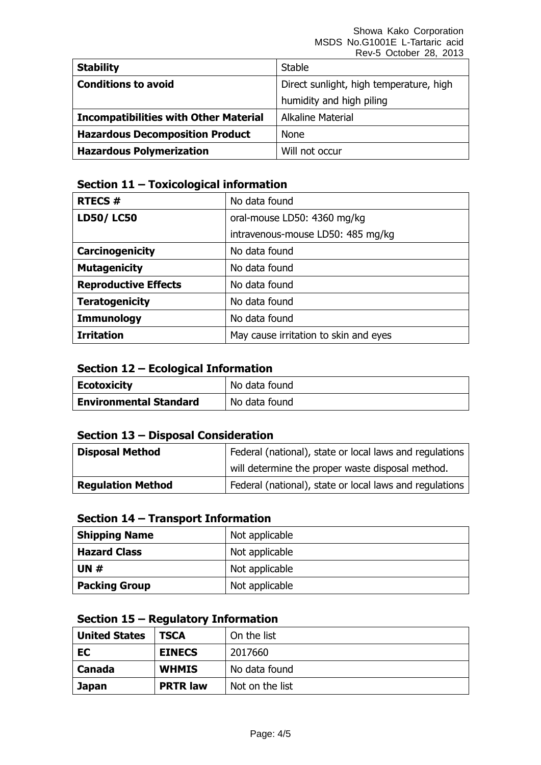| **Stability** | Stable |
|---|---|
| **Conditions to avoid** | Direct sunlight, high temperature, high humidity and high piling |
| **Incompatibilities with Other Material** | Alkaline Material |
| **Hazardous Decomposition Product** | None |
| **Hazardous Polymerization** | Will not occur |

## Section 11 – Toxicological information

| **RTECS #** | No data found |
|---|---|
| **LD50/ LC50** | oral-mouse LD50: 4360 mg/kg<br>intravenous-mouse LD50: 485 mg/kg |
| **Carcinogenicity** | No data found |
| **Mutagenicity** | No data found |
| **Reproductive Effects** | No data found |
| **Teratogenicity** | No data found |
| **Immunology** | No data found |
| **Irritation** | May cause irritation to skin and eyes |

## Section 12 – Ecological Information

| **Ecotoxicity** | No data found |
|---|---|
| **Environmental Standard** | No data found |

## Section 13 – Disposal Consideration

| **Disposal Method** | Federal (national), state or local laws and regulations will determine the proper waste disposal method. |
|---|---|
| **Regulation Method** | Federal (national), state or local laws and regulations |

## Section 14 – Transport Information

| **Shipping Name** | Not applicable |
|---|---|
| **Hazard Class** | Not applicable |
| **UN #** | Not applicable |
| **Packing Group** | Not applicable |

## Section 15 – Regulatory Information

| **United States** | **TSCA** | On the list |
|---|---|---|
| **EC** | **EINECS** | 2017660 |
| **Canada** | **WHMIS** | No data found |
| **Japan** | **PRTR law** | Not on the list |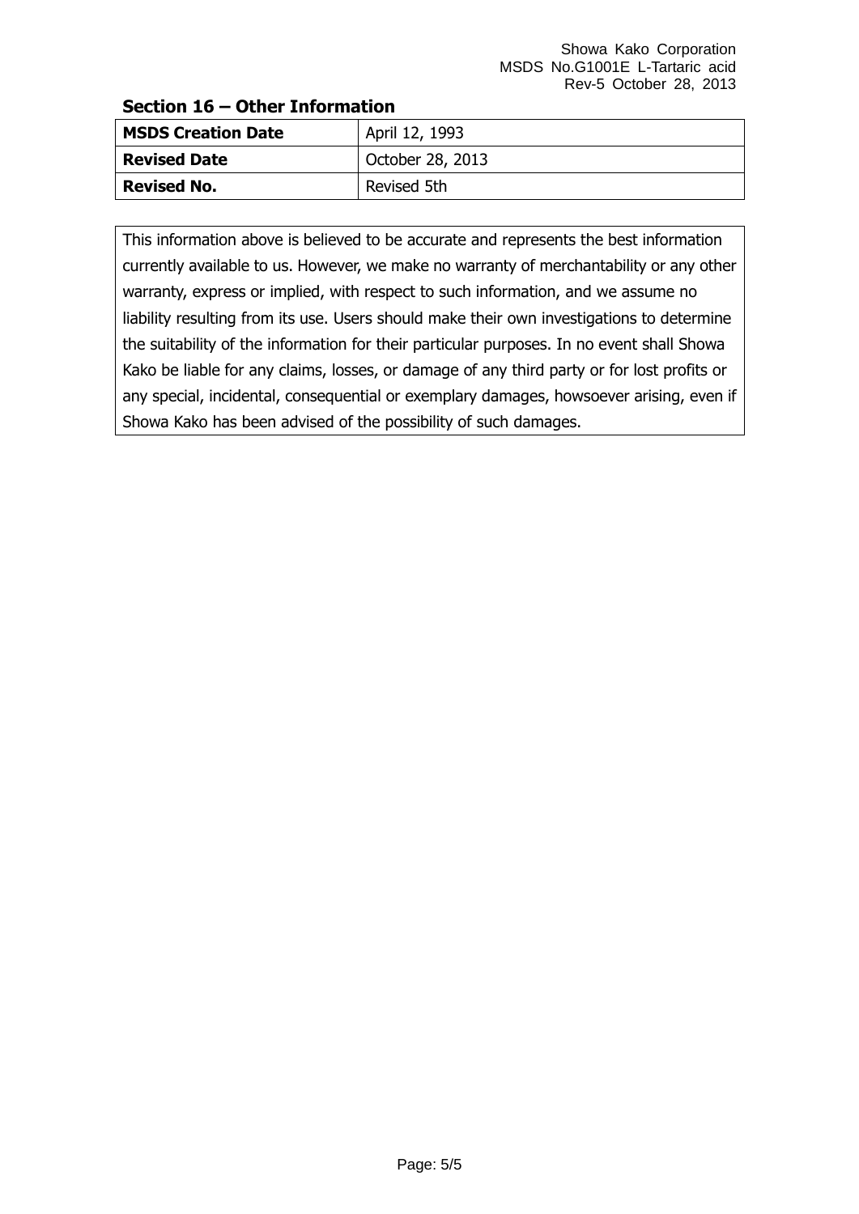## Section 16 – Other Information

| | |
|---|---|
| **MSDS Creation Date** | April 12, 1993 |
| **Revised Date** | October 28, 2013 |
| **Revised No.** | Revised 5th |

This information above is believed to be accurate and represents the best information currently available to us. However, we make no warranty of merchantability or any other warranty, express or implied, with respect to such information, and we assume no liability resulting from its use. Users should make their own investigations to determine the suitability of the information for their particular purposes. In no event shall Showa Kako be liable for any claims, losses, or damage of any third party or for lost profits or any special, incidental, consequential or exemplary damages, howsoever arising, even if Showa Kako has been advised of the possibility of such damages.